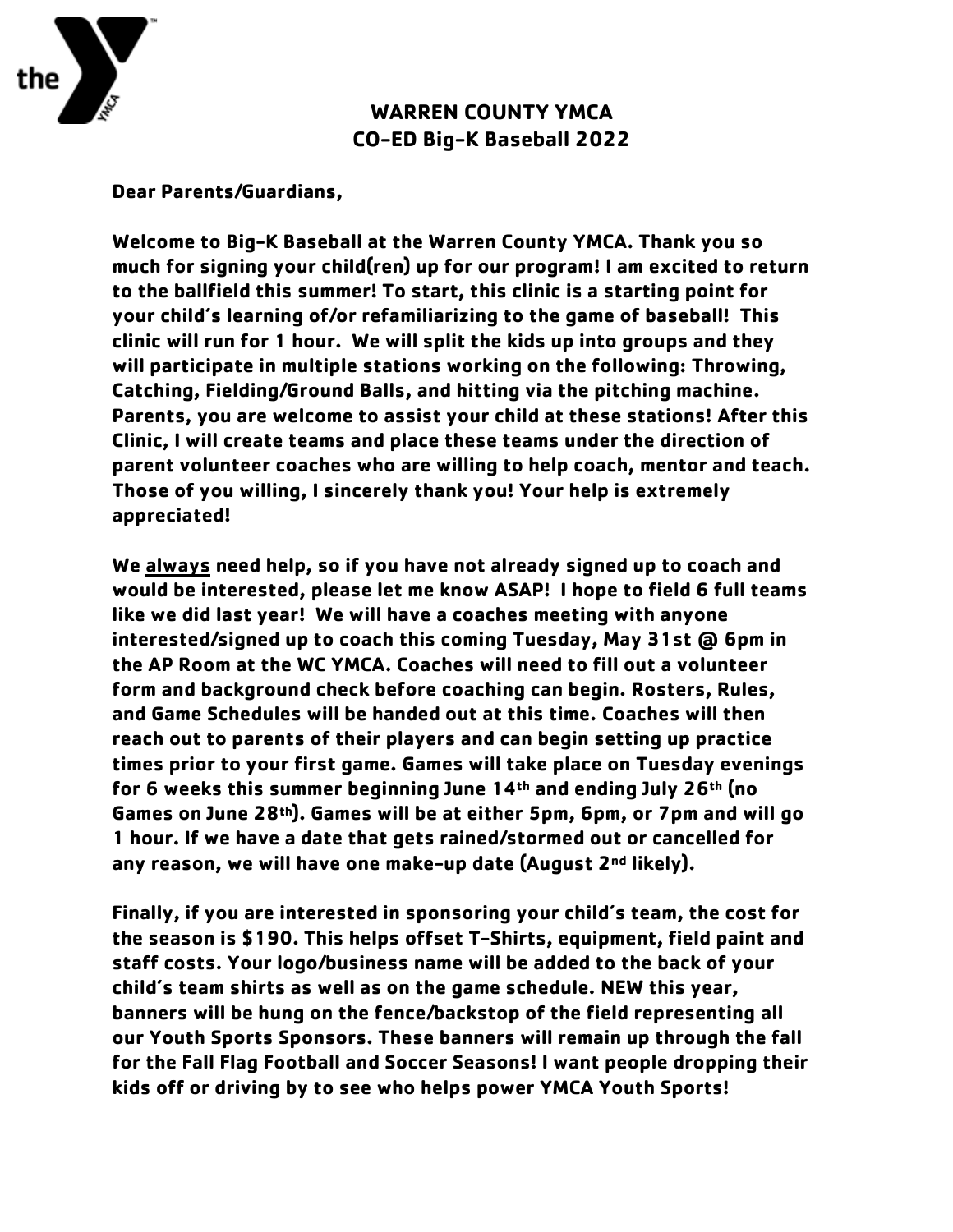# WARREN COUNTY YMCA
## CO-ED Big-K Baseball 2022

**Dear Parents/Guardians,**

**Welcome to Big-K Baseball at the Warren County YMCA. Thank you so much for signing your child(ren) up for our program! I am excited to return to the ballfield this summer! To start, this clinic is a starting point for your child's learning of/or refamiliarizing to the game of baseball! This clinic will run for 1 hour. We will split the kids up into groups and they will participate in multiple stations working on the following: Throwing, Catching, Fielding/Ground Balls, and hitting via the pitching machine. Parents, you are welcome to assist your child at these stations! After this Clinic, I will create teams and place these teams under the direction of parent volunteer coaches who are willing to help coach, mentor and teach. Those of you willing, I sincerely thank you! Your help is extremely appreciated!**

**We <u>always</u> need help, so if you have not already signed up to coach and would be interested, please let me know ASAP! I hope to field 6 full teams like we did last year! We will have a coaches meeting with anyone interested/signed up to coach this coming Tuesday, May 31st @ 6pm in the AP Room at the WC YMCA. Coaches will need to fill out a volunteer form and background check before coaching can begin. Rosters, Rules, and Game Schedules will be handed out at this time. Coaches will then reach out to parents of their players and can begin setting up practice times prior to your first game. Games will take place on Tuesday evenings for 6 weeks this summer beginning June 14th and ending July 26th (no Games on June 28th). Games will be at either 5pm, 6pm, or 7pm and will go 1 hour. If we have a date that gets rained/stormed out or cancelled for any reason, we will have one make-up date (August 2nd likely).**

**Finally, if you are interested in sponsoring your child's team, the cost for the season is $190. This helps offset T-Shirts, equipment, field paint and staff costs. Your logo/business name will be added to the back of your child's team shirts as well as on the game schedule. NEW this year, banners will be hung on the fence/backstop of the field representing all our Youth Sports Sponsors. These banners will remain up through the fall for the Fall Flag Football and Soccer Seasons! I want people dropping their kids off or driving by to see who helps power YMCA Youth Sports!**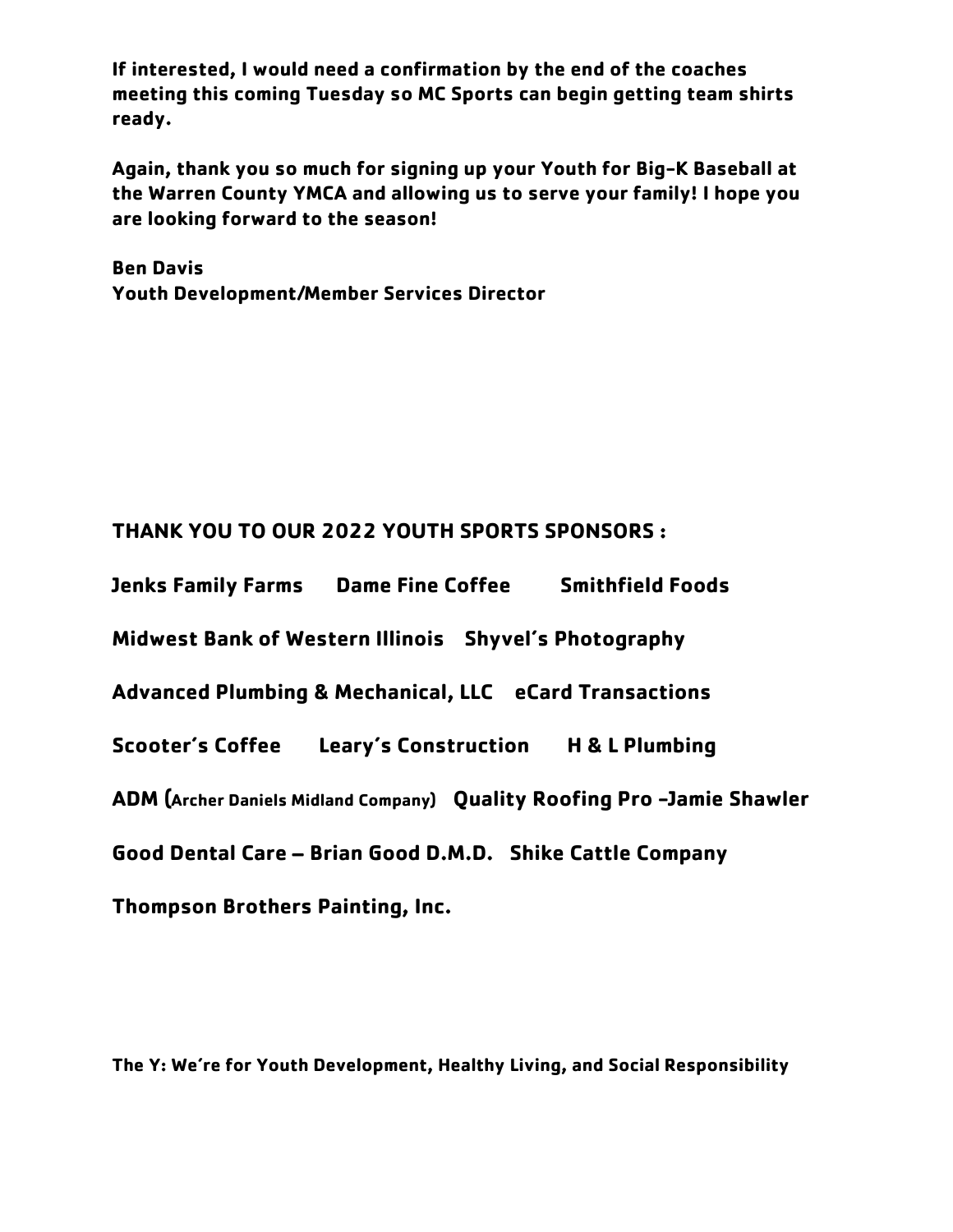**If interested, I would need a confirmation by the end of the coaches meeting this coming Tuesday so MC Sports can begin getting team shirts ready.**

**Again, thank you so much for signing up your Youth for Big-K Baseball at the Warren County YMCA and allowing us to serve your family! I hope you are looking forward to the season!**

**Ben Davis**
**Youth Development/Member Services Director**

## THANK YOU TO OUR 2022 YOUTH SPORTS SPONSORS :

**Jenks Family Farms Dame Fine Coffee Smithfield Foods**

**Midwest Bank of Western Illinois Shyvel's Photography**

**Advanced Plumbing & Mechanical, LLC eCard Transactions**

**Scooter's Coffee Leary's Construction H & L Plumbing**

**ADM (Archer Daniels Midland Company) Quality Roofing Pro -Jamie Shawler**

**Good Dental Care – Brian Good D.M.D. Shike Cattle Company**

**Thompson Brothers Painting, Inc.**

**The Y: We're for Youth Development, Healthy Living, and Social Responsibility**